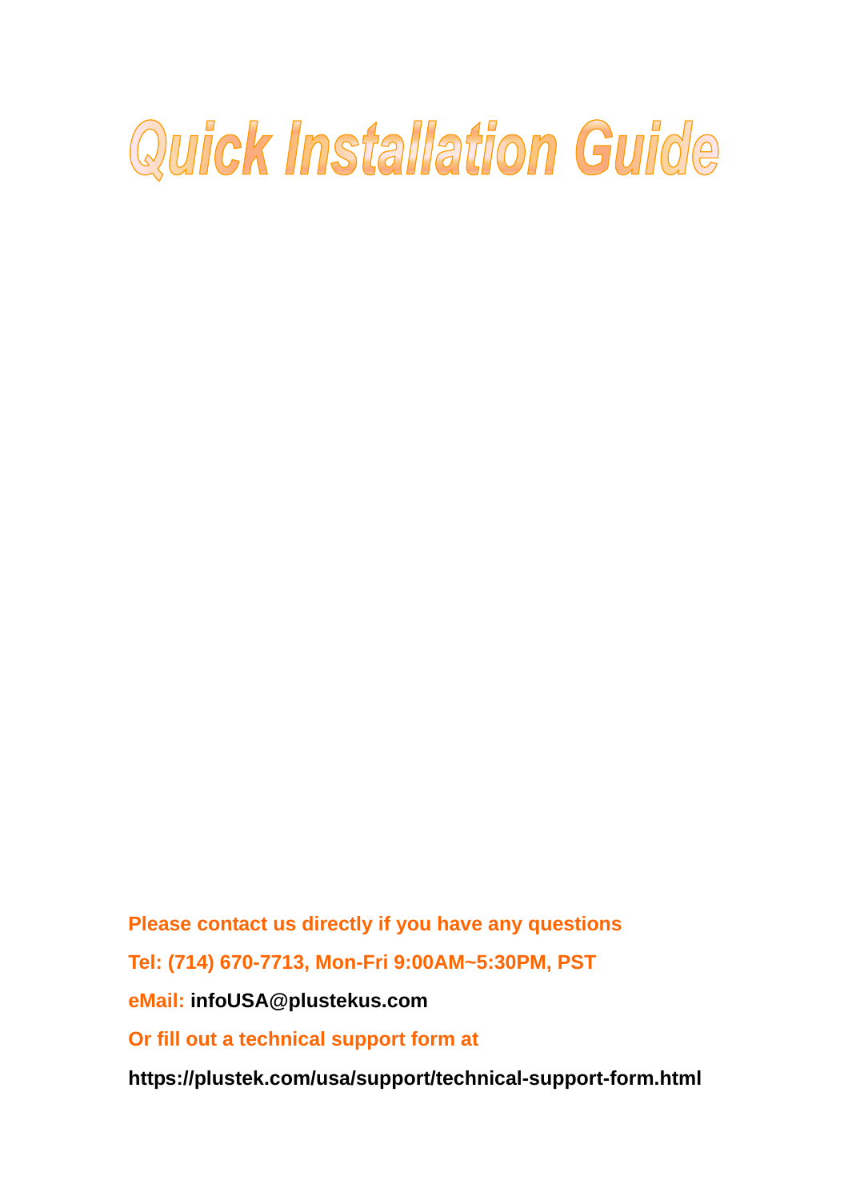# Quick Installation Guide

**Please contact us directly if you have any questions**

**Tel: (714) 670-7713, Mon-Fri 9:00AM~5:30PM, PST**

**eMail: infoUSA@plustekus.com**

**Or fill out a technical support form at**

**https://plustek.com/usa/support/technical-support-form.html**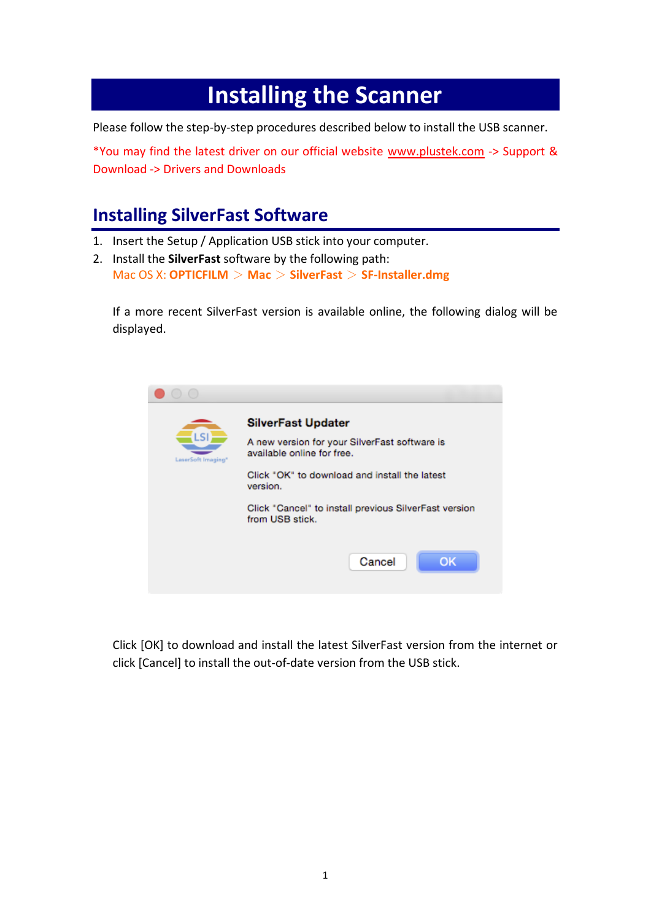# Installing the Scanner

Please follow the step-by-step procedures described below to install the USB scanner.

*You may find the latest driver on our official website www.plustek.com -> Support & Download -> Drivers and Downloads

## Installing SilverFast Software

1. Insert the Setup / Application USB stick into your computer.
2. Install the **SilverFast** software by the following path:
   Mac OS X: **OPTICFILM** > **Mac** > **SilverFast** > **SF-Installer.dmg**

   If a more recent SilverFast version is available online, the following dialog will be displayed.

   Click [OK] to download and install the latest SilverFast version from the internet or click [Cancel] to install the out-of-date version from the USB stick.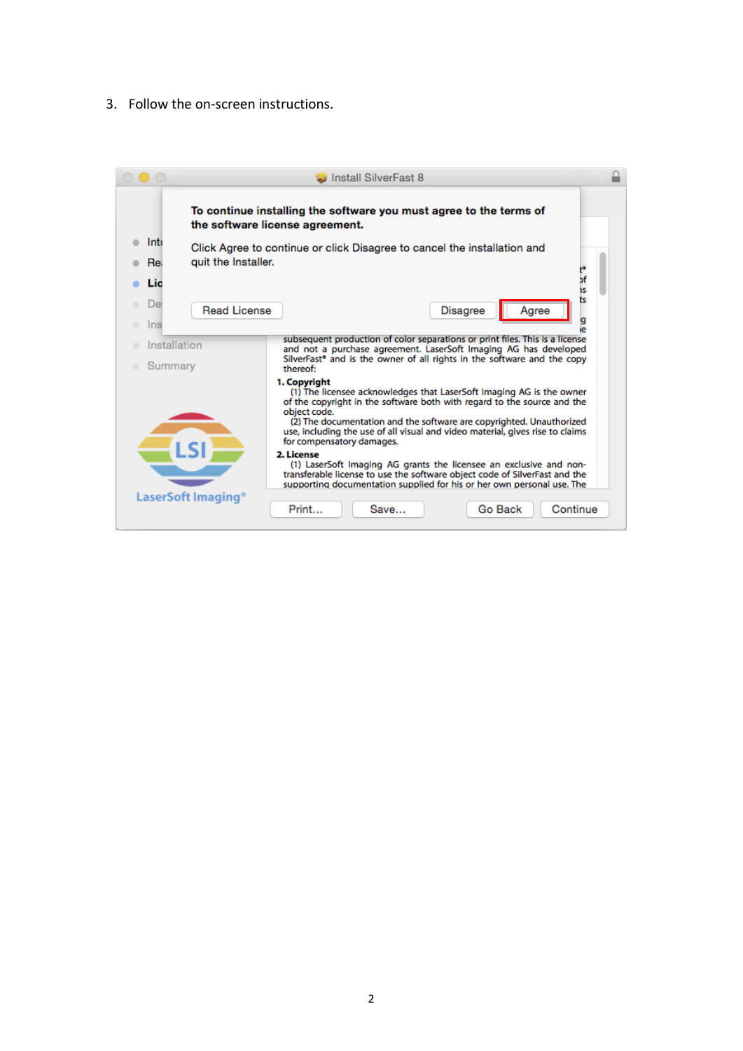3. Follow the on-screen instructions.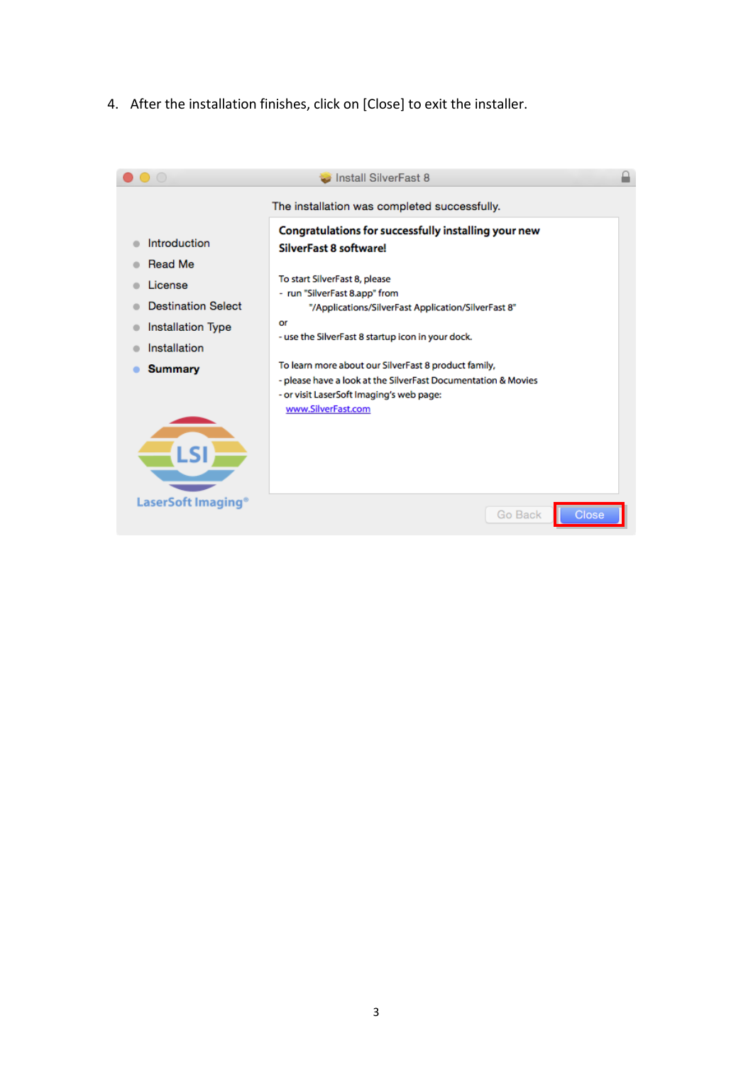4. After the installation finishes, click on [Close] to exit the installer.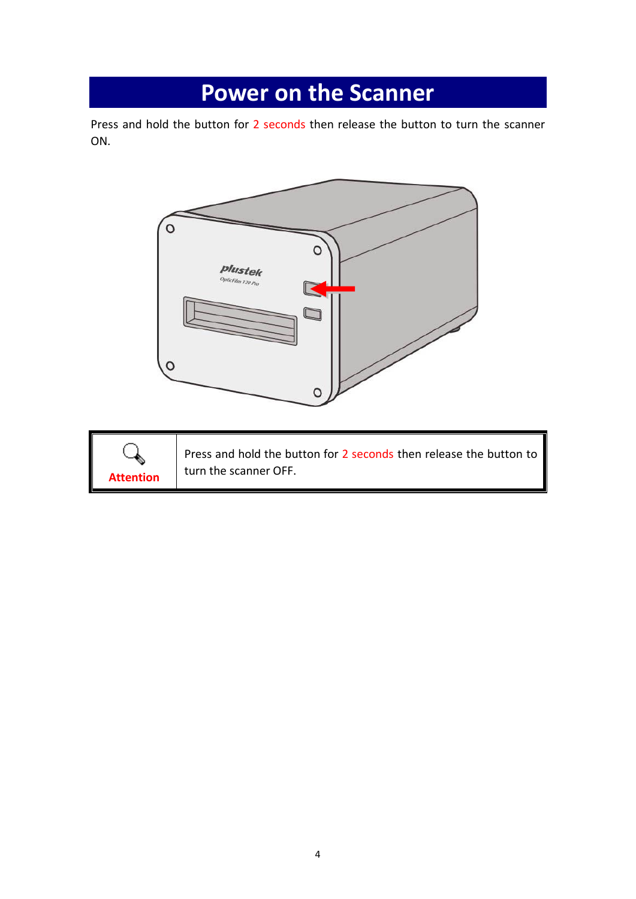# Power on the Scanner

Press and hold the button for 2 seconds then release the button to turn the scanner ON.

| Attention | Press and hold the button for 2 seconds then release the button to turn the scanner OFF. |
|---|---|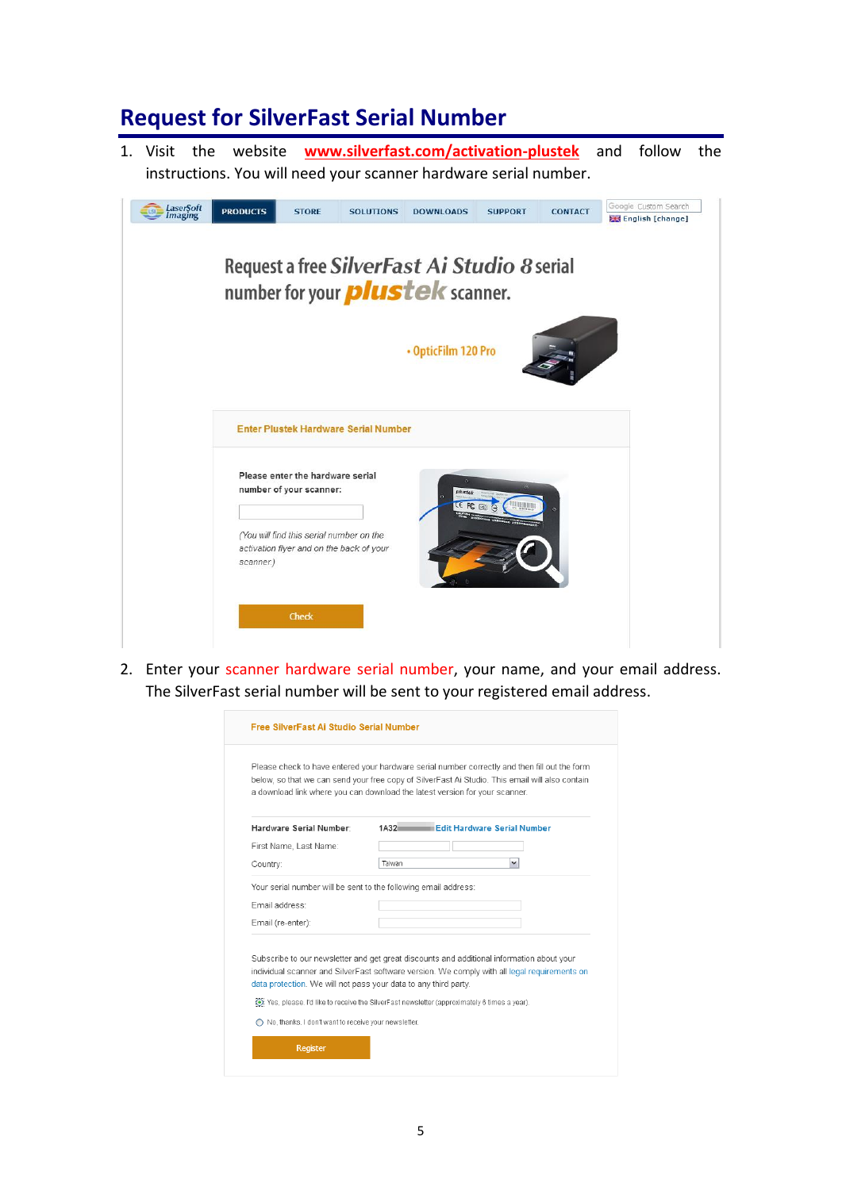# Request for SilverFast Serial Number

1. Visit the website **www.silverfast.com/activation-plustek** and follow the instructions. You will need your scanner hardware serial number.

2. Enter your scanner hardware serial number, your name, and your email address. The SilverFast serial number will be sent to your registered email address.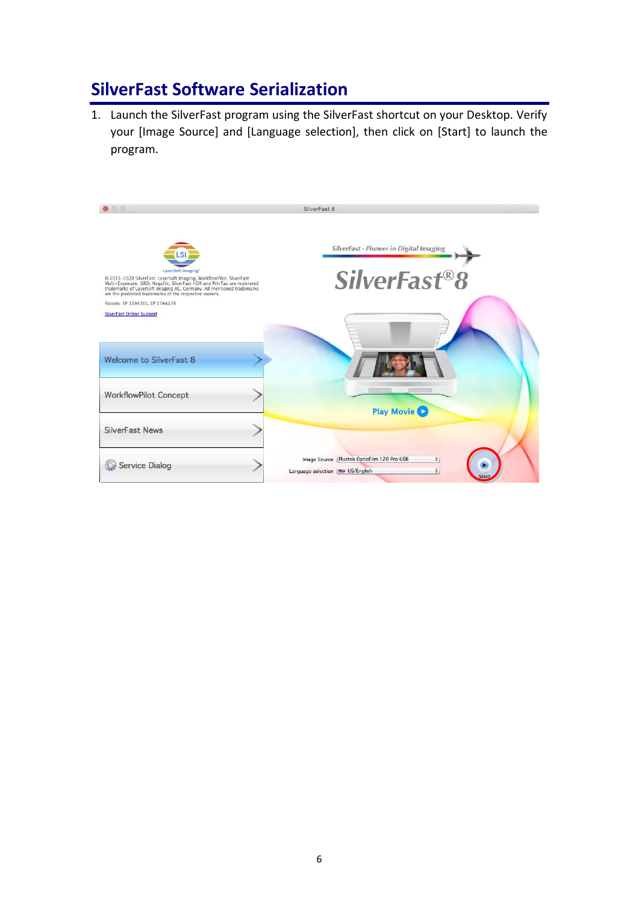## SilverFast Software Serialization

1. Launch the SilverFast program using the SilverFast shortcut on your Desktop. Verify your [Image Source] and [Language selection], then click on [Start] to launch the program.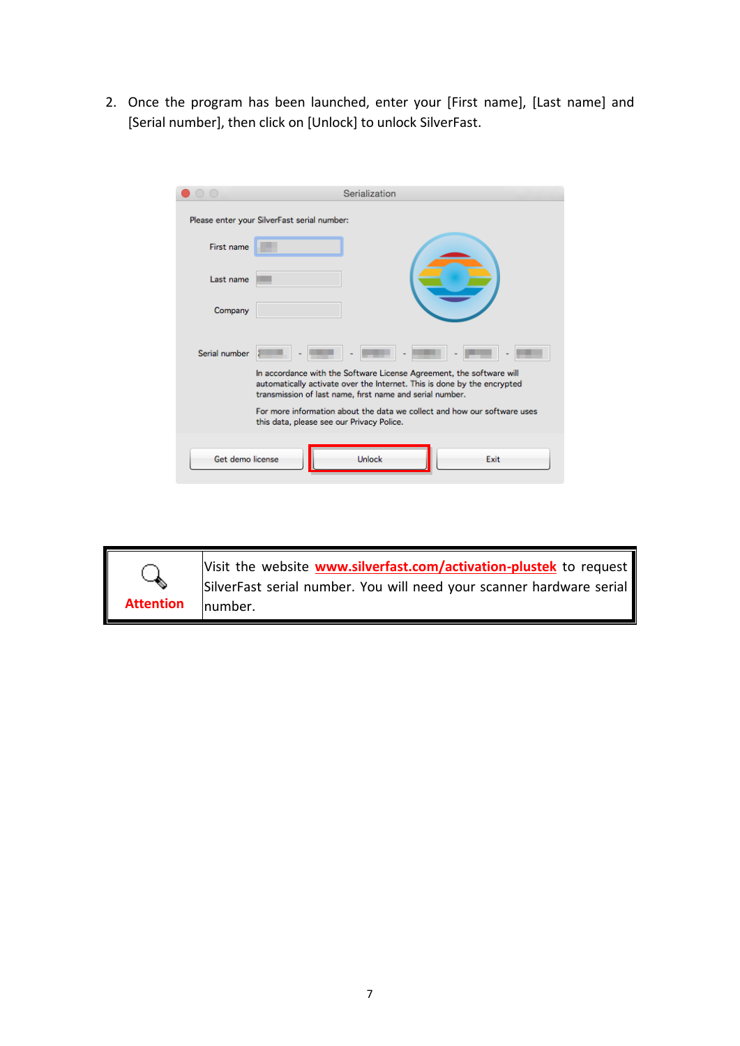2. Once the program has been launched, enter your [First name], [Last name] and [Serial number], then click on [Unlock] to unlock SilverFast.

| | |
|---|---|
| **Attention** | Visit the website **www.silverfast.com/activation-plustek** to request SilverFast serial number. You will need your scanner hardware serial number. |